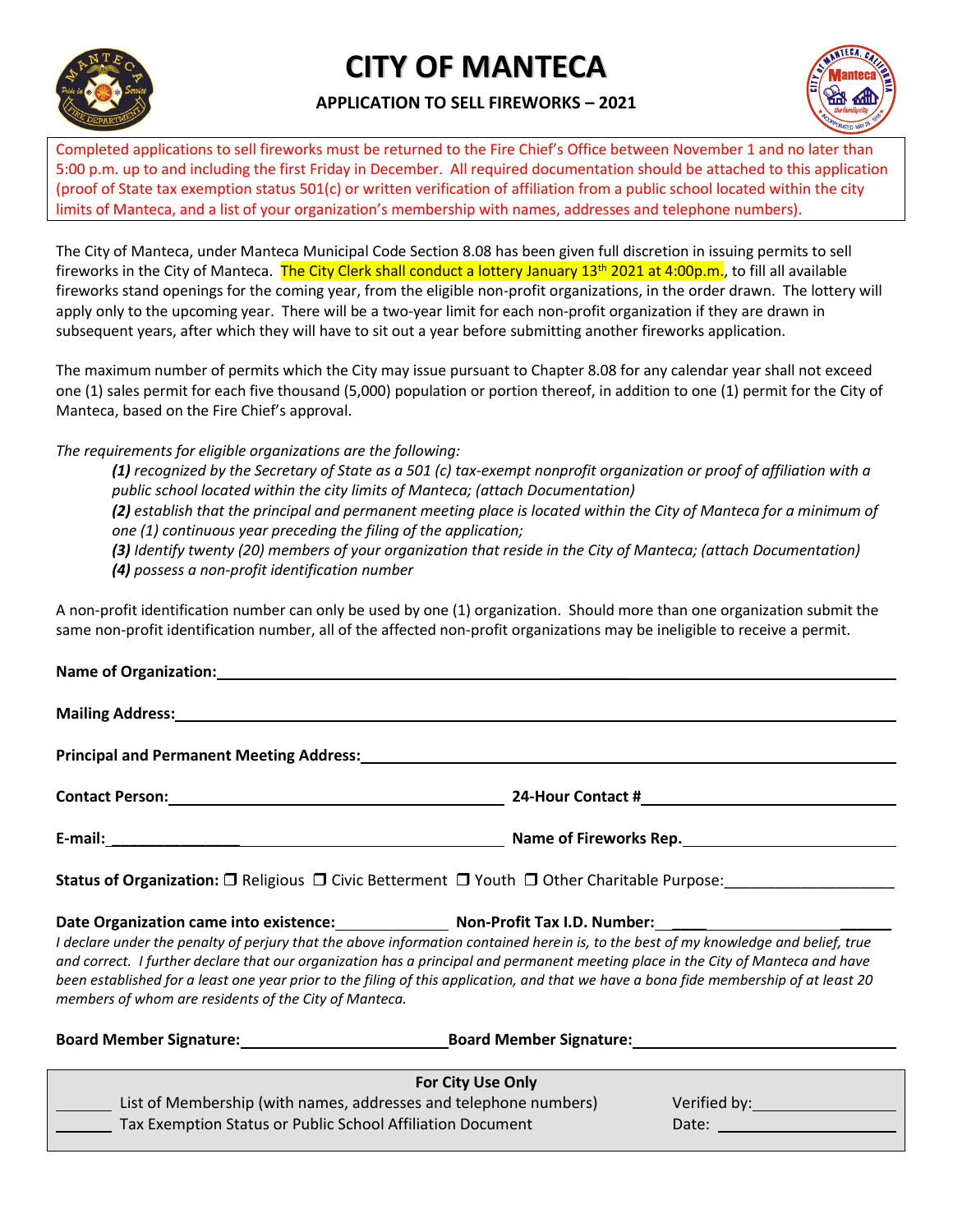# CITY OF MANTECA

## APPLICATION TO SELL FIREWORKS – 2021

Completed applications to sell fireworks must be returned to the Fire Chief's Office between November 1 and no later than 5:00 p.m. up to and including the first Friday in December. All required documentation should be attached to this application (proof of State tax exemption status 501(c) or written verification of affiliation from a public school located within the city limits of Manteca, and a list of your organization's membership with names, addresses and telephone numbers).

The City of Manteca, under Manteca Municipal Code Section 8.08 has been given full discretion in issuing permits to sell fireworks in the City of Manteca. The City Clerk shall conduct a lottery January 13th 2021 at 4:00p.m., to fill all available fireworks stand openings for the coming year, from the eligible non-profit organizations, in the order drawn. The lottery will apply only to the upcoming year. There will be a two-year limit for each non-profit organization if they are drawn in subsequent years, after which they will have to sit out a year before submitting another fireworks application.

The maximum number of permits which the City may issue pursuant to Chapter 8.08 for any calendar year shall not exceed one (1) sales permit for each five thousand (5,000) population or portion thereof, in addition to one (1) permit for the City of Manteca, based on the Fire Chief's approval.

*The requirements for eligible organizations are the following:*

> ***(1)*** *recognized by the Secretary of State as a 501 (c) tax-exempt nonprofit organization or proof of affiliation with a public school located within the city limits of Manteca; (attach Documentation)*
>
> ***(2)*** *establish that the principal and permanent meeting place is located within the City of Manteca for a minimum of one (1) continuous year preceding the filing of the application;*
>
> ***(3)*** *Identify twenty (20) members of your organization that reside in the City of Manteca; (attach Documentation)*
>
> ***(4)*** *possess a non-profit identification number*

A non-profit identification number can only be used by one (1) organization. Should more than one organization submit the same non-profit identification number, all of the affected non-profit organizations may be ineligible to receive a permit.

**Name of Organization:** ______________________________

**Mailing Address:** ______________________________

**Principal and Permanent Meeting Address:** ______________________________

**Contact Person:** ____________________ **24-Hour Contact #** ____________________

**E-mail:** ____________________ **Name of Fireworks Rep.** ____________________

**Status of Organization:** ☐ Religious ☐ Civic Betterment ☐ Youth ☐ Other Charitable Purpose: ____________________

**Date Organization came into existence:** ____________ **Non-Profit Tax I.D. Number:** ____________

*I declare under the penalty of perjury that the above information contained herein is, to the best of my knowledge and belief, true and correct. I further declare that our organization has a principal and permanent meeting place in the City of Manteca and have been established for a least one year prior to the filing of this application, and that we have a bona fide membership of at least 20 members of whom are residents of the City of Manteca.*

**Board Member Signature:** ____________________ **Board Member Signature:** ____________________

---

**For City Use Only**

_______ List of Membership (with names, addresses and telephone numbers) Verified by: ____________

_______ Tax Exemption Status or Public School Affiliation Document Date: ____________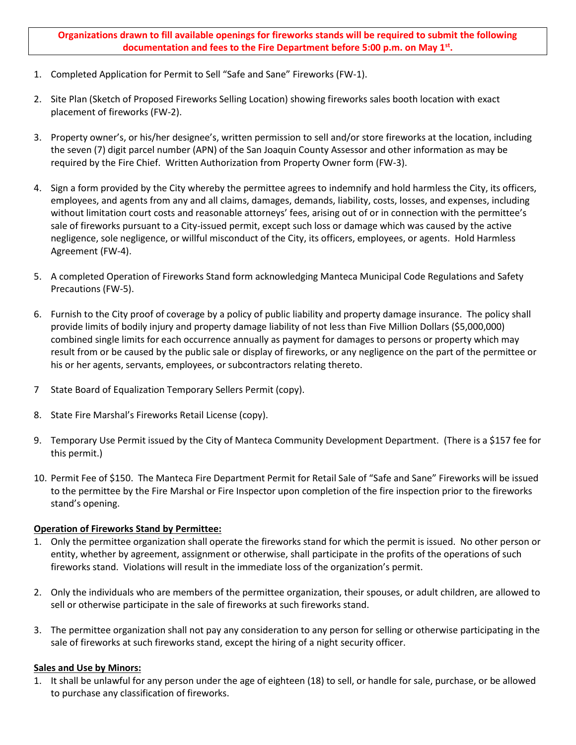**Organizations drawn to fill available openings for fireworks stands will be required to submit the following documentation and fees to the Fire Department before 5:00 p.m. on May 1st.**

1. Completed Application for Permit to Sell "Safe and Sane" Fireworks (FW-1).

2. Site Plan (Sketch of Proposed Fireworks Selling Location) showing fireworks sales booth location with exact placement of fireworks (FW-2).

3. Property owner's, or his/her designee's, written permission to sell and/or store fireworks at the location, including the seven (7) digit parcel number (APN) of the San Joaquin County Assessor and other information as may be required by the Fire Chief. Written Authorization from Property Owner form (FW-3).

4. Sign a form provided by the City whereby the permittee agrees to indemnify and hold harmless the City, its officers, employees, and agents from any and all claims, damages, demands, liability, costs, losses, and expenses, including without limitation court costs and reasonable attorneys' fees, arising out of or in connection with the permittee's sale of fireworks pursuant to a City-issued permit, except such loss or damage which was caused by the active negligence, sole negligence, or willful misconduct of the City, its officers, employees, or agents. Hold Harmless Agreement (FW-4).

5. A completed Operation of Fireworks Stand form acknowledging Manteca Municipal Code Regulations and Safety Precautions (FW-5).

6. Furnish to the City proof of coverage by a policy of public liability and property damage insurance. The policy shall provide limits of bodily injury and property damage liability of not less than Five Million Dollars ($5,000,000) combined single limits for each occurrence annually as payment for damages to persons or property which may result from or be caused by the public sale or display of fireworks, or any negligence on the part of the permittee or his or her agents, servants, employees, or subcontractors relating thereto.

7. State Board of Equalization Temporary Sellers Permit (copy).

8. State Fire Marshal's Fireworks Retail License (copy).

9. Temporary Use Permit issued by the City of Manteca Community Development Department. (There is a $157 fee for this permit.)

10. Permit Fee of $150. The Manteca Fire Department Permit for Retail Sale of "Safe and Sane" Fireworks will be issued to the permittee by the Fire Marshal or Fire Inspector upon completion of the fire inspection prior to the fireworks stand's opening.

**Operation of Fireworks Stand by Permittee:**

1. Only the permittee organization shall operate the fireworks stand for which the permit is issued. No other person or entity, whether by agreement, assignment or otherwise, shall participate in the profits of the operations of such fireworks stand. Violations will result in the immediate loss of the organization's permit.

2. Only the individuals who are members of the permittee organization, their spouses, or adult children, are allowed to sell or otherwise participate in the sale of fireworks at such fireworks stand.

3. The permittee organization shall not pay any consideration to any person for selling or otherwise participating in the sale of fireworks at such fireworks stand, except the hiring of a night security officer.

**Sales and Use by Minors:**

1. It shall be unlawful for any person under the age of eighteen (18) to sell, or handle for sale, purchase, or be allowed to purchase any classification of fireworks.